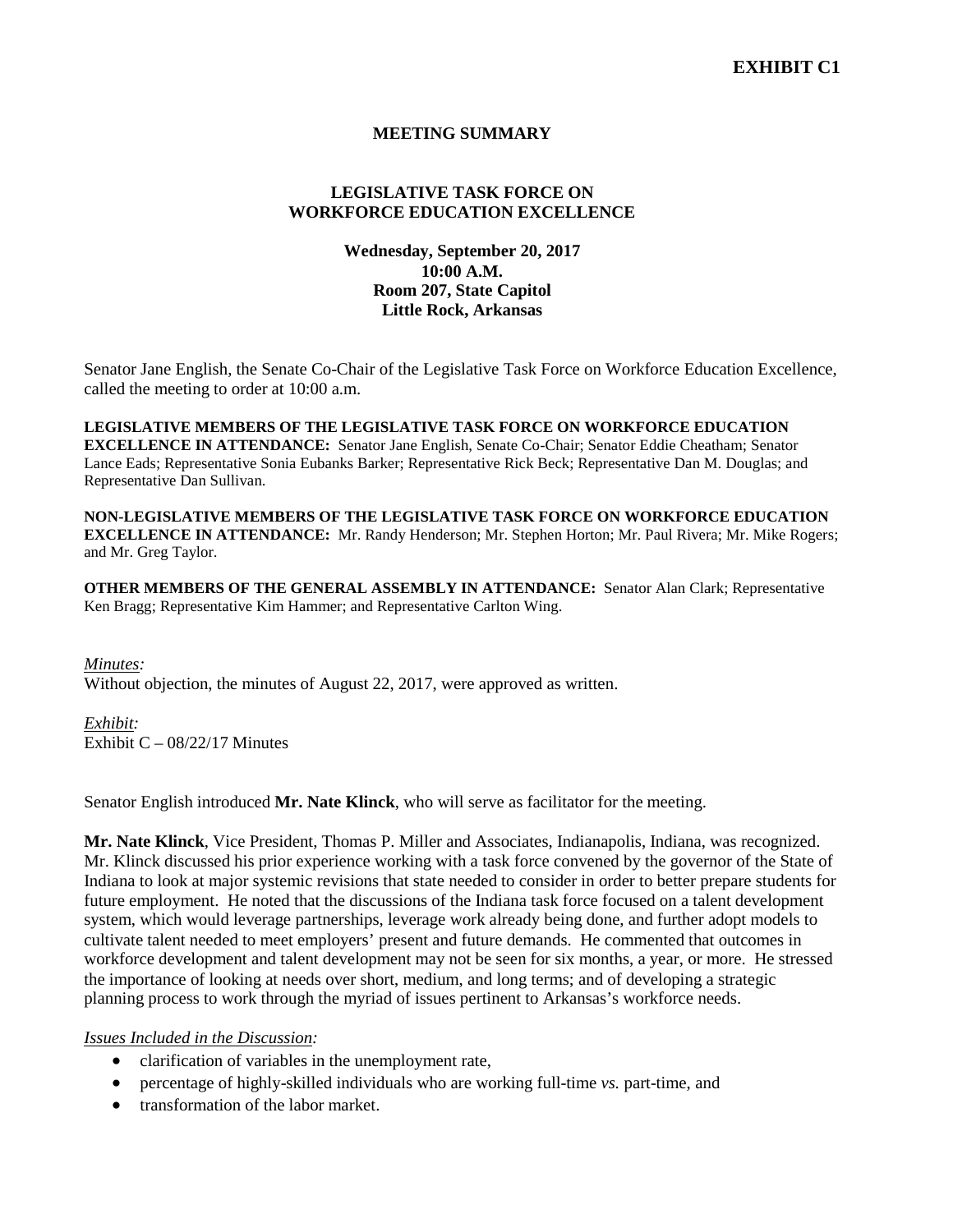**EXHIBIT C1**

# MEETING SUMMARY

## LEGISLATIVE TASK FORCE ON WORKFORCE EDUCATION EXCELLENCE

**Wednesday, September 20, 2017**
**10:00 A.M.**
**Room 207, State Capitol**
**Little Rock, Arkansas**

Senator Jane English, the Senate Co-Chair of the Legislative Task Force on Workforce Education Excellence, called the meeting to order at 10:00 a.m.

**LEGISLATIVE MEMBERS OF THE LEGISLATIVE TASK FORCE ON WORKFORCE EDUCATION EXCELLENCE IN ATTENDANCE:** Senator Jane English, Senate Co-Chair; Senator Eddie Cheatham; Senator Lance Eads; Representative Sonia Eubanks Barker; Representative Rick Beck; Representative Dan M. Douglas; and Representative Dan Sullivan.

**NON-LEGISLATIVE MEMBERS OF THE LEGISLATIVE TASK FORCE ON WORKFORCE EDUCATION EXCELLENCE IN ATTENDANCE:** Mr. Randy Henderson; Mr. Stephen Horton; Mr. Paul Rivera; Mr. Mike Rogers; and Mr. Greg Taylor.

**OTHER MEMBERS OF THE GENERAL ASSEMBLY IN ATTENDANCE:** Senator Alan Clark; Representative Ken Bragg; Representative Kim Hammer; and Representative Carlton Wing.

*Minutes:*
Without objection, the minutes of August 22, 2017, were approved as written.

*Exhibit:*
Exhibit C – 08/22/17 Minutes

Senator English introduced **Mr. Nate Klinck**, who will serve as facilitator for the meeting.

**Mr. Nate Klinck**, Vice President, Thomas P. Miller and Associates, Indianapolis, Indiana, was recognized. Mr. Klinck discussed his prior experience working with a task force convened by the governor of the State of Indiana to look at major systemic revisions that state needed to consider in order to better prepare students for future employment. He noted that the discussions of the Indiana task force focused on a talent development system, which would leverage partnerships, leverage work already being done, and further adopt models to cultivate talent needed to meet employers' present and future demands. He commented that outcomes in workforce development and talent development may not be seen for six months, a year, or more. He stressed the importance of looking at needs over short, medium, and long terms; and of developing a strategic planning process to work through the myriad of issues pertinent to Arkansas's workforce needs.

*Issues Included in the Discussion:*

- clarification of variables in the unemployment rate,
- percentage of highly-skilled individuals who are working full-time *vs.* part-time, and
- transformation of the labor market.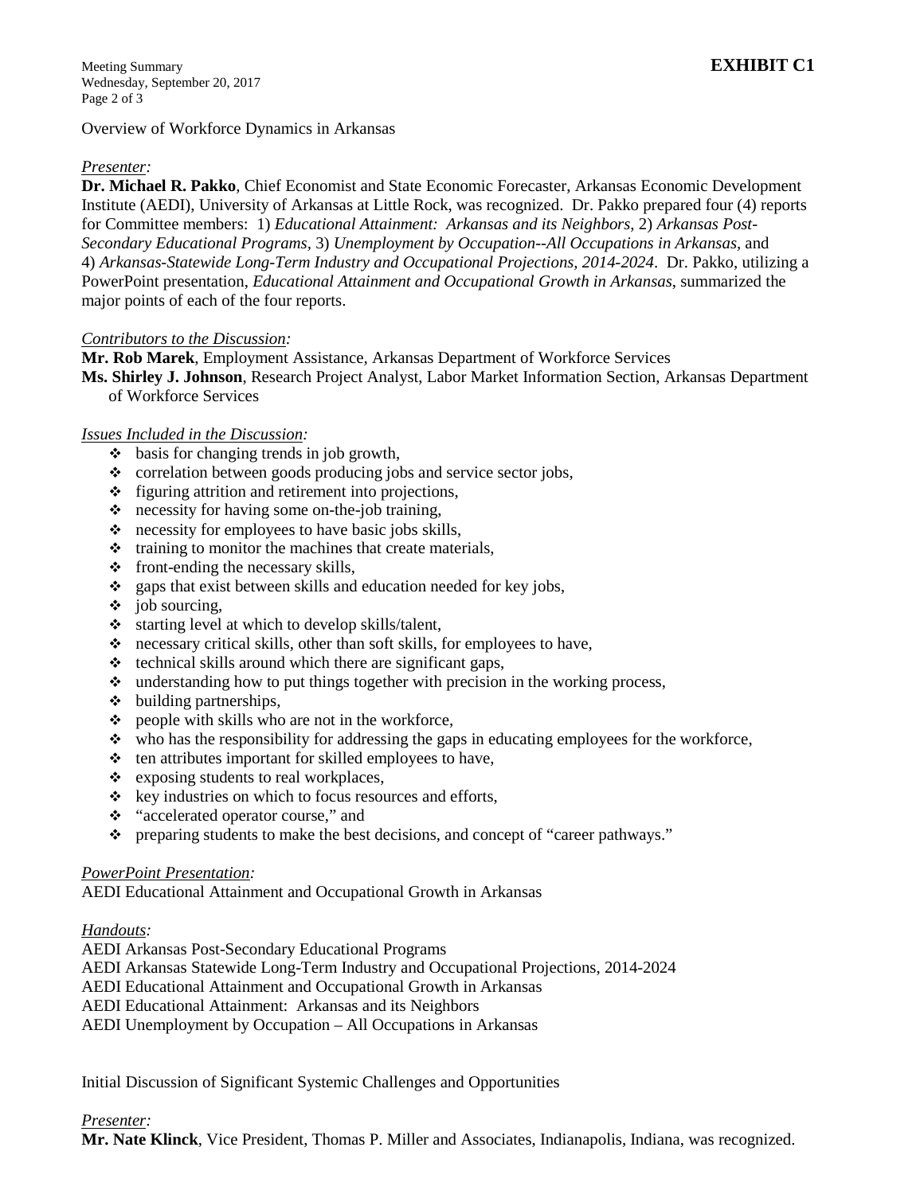**EXHIBIT C1**

Overview of Workforce Dynamics in Arkansas

*Presenter:*

**Dr. Michael R. Pakko**, Chief Economist and State Economic Forecaster, Arkansas Economic Development Institute (AEDI), University of Arkansas at Little Rock, was recognized. Dr. Pakko prepared four (4) reports for Committee members: 1) *Educational Attainment: Arkansas and its Neighbors*, 2) *Arkansas Post-Secondary Educational Programs*, 3) *Unemployment by Occupation--All Occupations in Arkansas*, and 4) *Arkansas-Statewide Long-Term Industry and Occupational Projections, 2014-2024*. Dr. Pakko, utilizing a PowerPoint presentation, *Educational Attainment and Occupational Growth in Arkansas*, summarized the major points of each of the four reports.

*Contributors to the Discussion:*

**Mr. Rob Marek**, Employment Assistance, Arkansas Department of Workforce Services
**Ms. Shirley J. Johnson**, Research Project Analyst, Labor Market Information Section, Arkansas Department of Workforce Services

*Issues Included in the Discussion:*

- basis for changing trends in job growth,
- correlation between goods producing jobs and service sector jobs,
- figuring attrition and retirement into projections,
- necessity for having some on-the-job training,
- necessity for employees to have basic jobs skills,
- training to monitor the machines that create materials,
- front-ending the necessary skills,
- gaps that exist between skills and education needed for key jobs,
- job sourcing,
- starting level at which to develop skills/talent,
- necessary critical skills, other than soft skills, for employees to have,
- technical skills around which there are significant gaps,
- understanding how to put things together with precision in the working process,
- building partnerships,
- people with skills who are not in the workforce,
- who has the responsibility for addressing the gaps in educating employees for the workforce,
- ten attributes important for skilled employees to have,
- exposing students to real workplaces,
- key industries on which to focus resources and efforts,
- "accelerated operator course," and
- preparing students to make the best decisions, and concept of "career pathways."

*PowerPoint Presentation:*

AEDI Educational Attainment and Occupational Growth in Arkansas

*Handouts:*

AEDI Arkansas Post-Secondary Educational Programs
AEDI Arkansas Statewide Long-Term Industry and Occupational Projections, 2014-2024
AEDI Educational Attainment and Occupational Growth in Arkansas
AEDI Educational Attainment: Arkansas and its Neighbors
AEDI Unemployment by Occupation – All Occupations in Arkansas

Initial Discussion of Significant Systemic Challenges and Opportunities

*Presenter:*

**Mr. Nate Klinck**, Vice President, Thomas P. Miller and Associates, Indianapolis, Indiana, was recognized.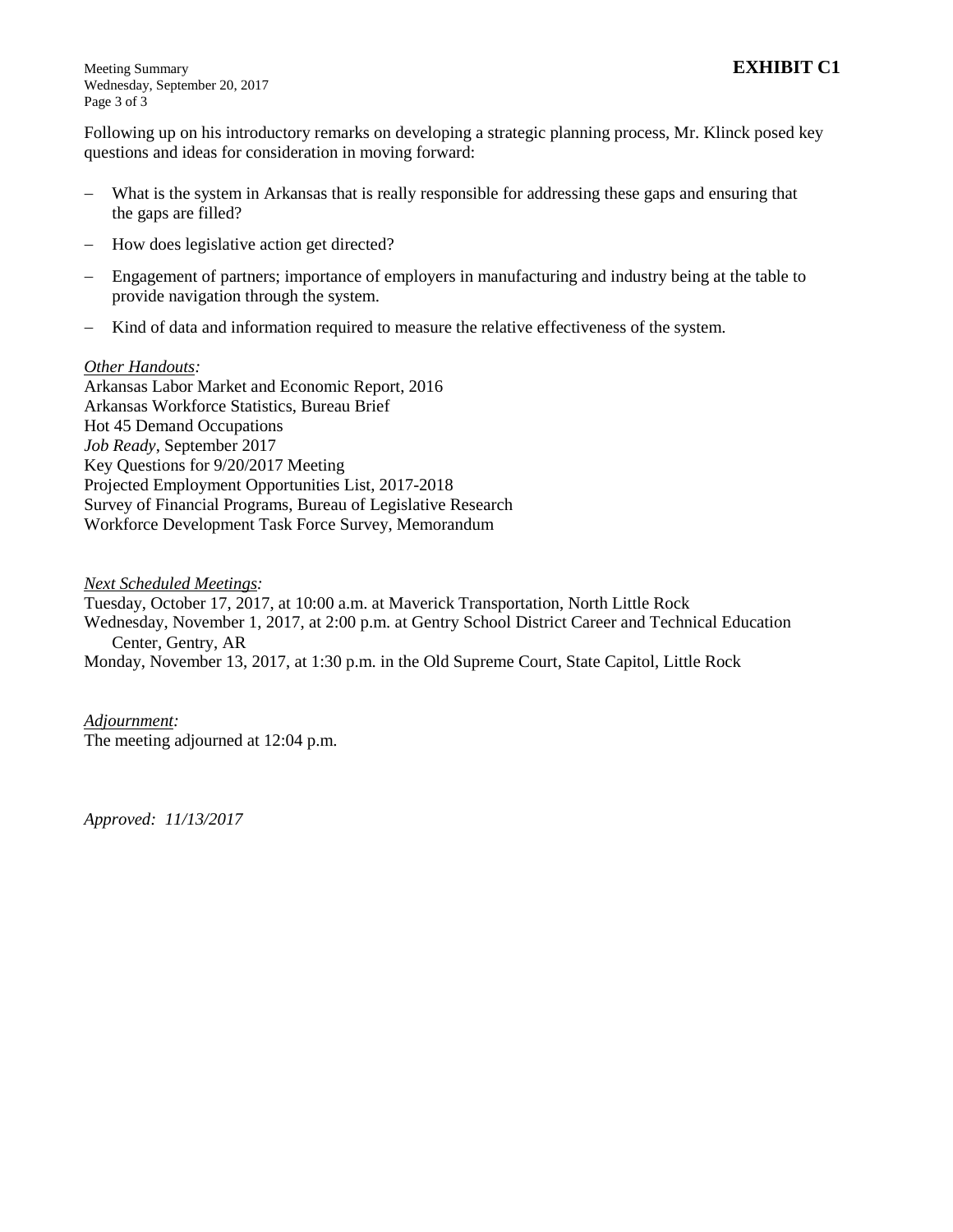**EXHIBIT C1**

Following up on his introductory remarks on developing a strategic planning process, Mr. Klinck posed key questions and ideas for consideration in moving forward:

- What is the system in Arkansas that is really responsible for addressing these gaps and ensuring that the gaps are filled?
- How does legislative action get directed?
- Engagement of partners; importance of employers in manufacturing and industry being at the table to provide navigation through the system.
- Kind of data and information required to measure the relative effectiveness of the system.

*Other Handouts:*
Arkansas Labor Market and Economic Report, 2016
Arkansas Workforce Statistics, Bureau Brief
Hot 45 Demand Occupations
*Job Ready*, September 2017
Key Questions for 9/20/2017 Meeting
Projected Employment Opportunities List, 2017-2018
Survey of Financial Programs, Bureau of Legislative Research
Workforce Development Task Force Survey, Memorandum

*Next Scheduled Meetings:*
Tuesday, October 17, 2017, at 10:00 a.m. at Maverick Transportation, North Little Rock
Wednesday, November 1, 2017, at 2:00 p.m. at Gentry School District Career and Technical Education Center, Gentry, AR
Monday, November 13, 2017, at 1:30 p.m. in the Old Supreme Court, State Capitol, Little Rock

*Adjournment:*
The meeting adjourned at 12:04 p.m.

*Approved: 11/13/2017*